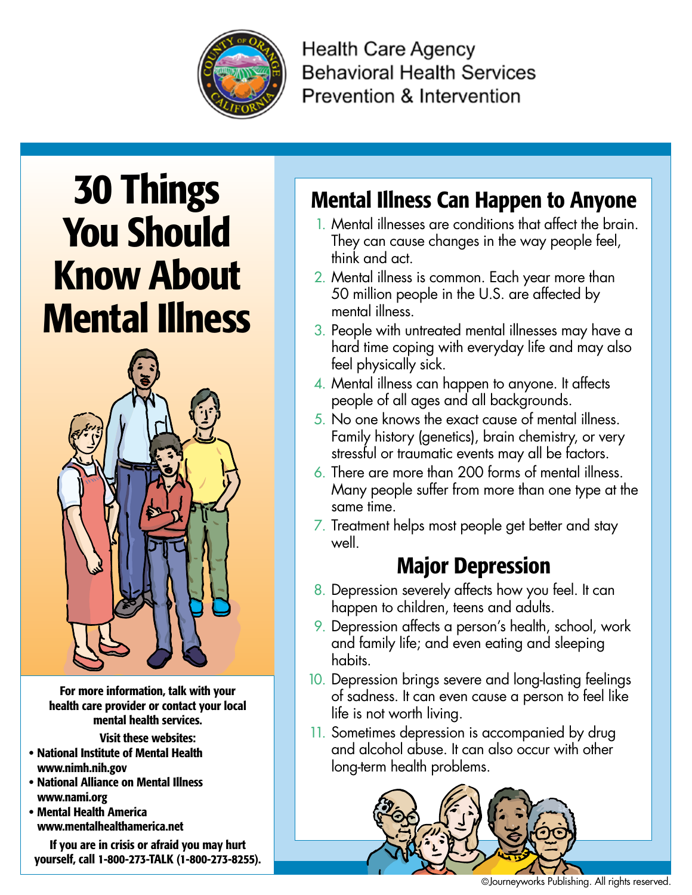Health Care Agency
Behavioral Health Services
Prevention & Intervention

# 30 Things You Should Know About Mental Illness

**For more information, talk with your health care provider or contact your local mental health services.**

**Visit these websites:**

- **National Institute of Mental Health www.nimh.nih.gov**
- **National Alliance on Mental Illness www.nami.org**
- **Mental Health America www.mentalhealthamerica.net**

**If you are in crisis or afraid you may hurt yourself, call 1-800-273-TALK (1-800-273-8255).**

## Mental Illness Can Happen to Anyone

1. Mental illnesses are conditions that affect the brain. They can cause changes in the way people feel, think and act.
2. Mental illness is common. Each year more than 50 million people in the U.S. are affected by mental illness.
3. People with untreated mental illnesses may have a hard time coping with everyday life and may also feel physically sick.
4. Mental illness can happen to anyone. It affects people of all ages and all backgrounds.
5. No one knows the exact cause of mental illness. Family history (genetics), brain chemistry, or very stressful or traumatic events may all be factors.
6. There are more than 200 forms of mental illness. Many people suffer from more than one type at the same time.
7. Treatment helps most people get better and stay well.

## Major Depression

8. Depression severely affects how you feel. It can happen to children, teens and adults.
9. Depression affects a person's health, school, work and family life; and even eating and sleeping habits.
10. Depression brings severe and long-lasting feelings of sadness. It can even cause a person to feel like life is not worth living.
11. Sometimes depression is accompanied by drug and alcohol abuse. It can also occur with other long-term health problems.

©Journeyworks Publishing. All rights reserved.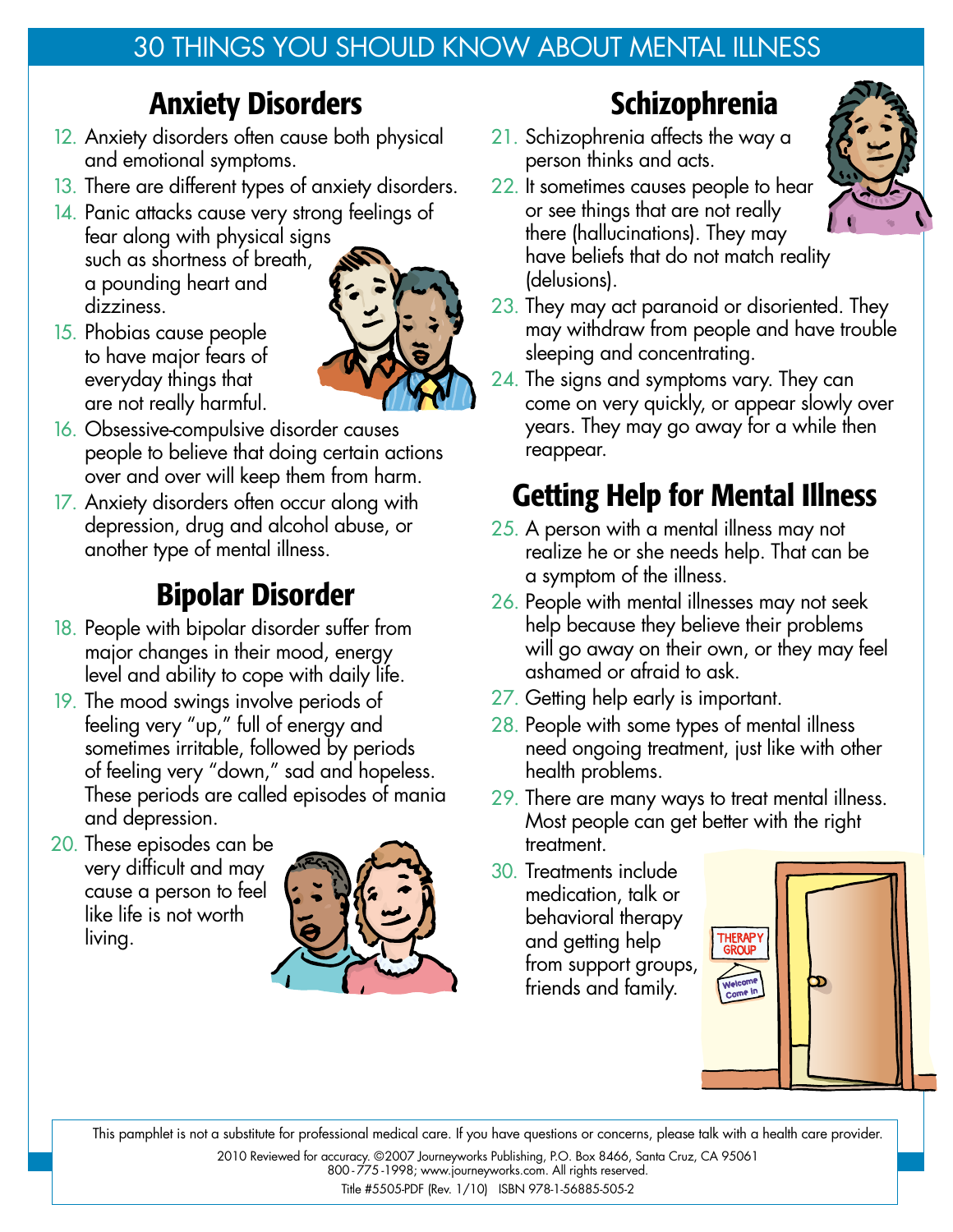# 30 THINGS YOU SHOULD KNOW ABOUT MENTAL ILLNESS

## Anxiety Disorders

12. Anxiety disorders often cause both physical and emotional symptoms.
13. There are different types of anxiety disorders.
14. Panic attacks cause very strong feelings of fear along with physical signs such as shortness of breath, a pounding heart and dizziness.
15. Phobias cause people to have major fears of everyday things that are not really harmful.
16. Obsessive-compulsive disorder causes people to believe that doing certain actions over and over will keep them from harm.
17. Anxiety disorders often occur along with depression, drug and alcohol abuse, or another type of mental illness.

## Bipolar Disorder

18. People with bipolar disorder suffer from major changes in their mood, energy level and ability to cope with daily life.
19. The mood swings involve periods of feeling very "up," full of energy and sometimes irritable, followed by periods of feeling very "down," sad and hopeless. These periods are called episodes of mania and depression.
20. These episodes can be very difficult and may cause a person to feel like life is not worth living.

## Schizophrenia

21. Schizophrenia affects the way a person thinks and acts.
22. It sometimes causes people to hear or see things that are not really there (hallucinations). They may have beliefs that do not match reality (delusions).
23. They may act paranoid or disoriented. They may withdraw from people and have trouble sleeping and concentrating.
24. The signs and symptoms vary. They can come on very quickly, or appear slowly over years. They may go away for a while then reappear.

## Getting Help for Mental Illness

25. A person with a mental illness may not realize he or she needs help. That can be a symptom of the illness.
26. People with mental illnesses may not seek help because they believe their problems will go away on their own, or they may feel ashamed or afraid to ask.
27. Getting help early is important.
28. People with some types of mental illness need ongoing treatment, just like with other health problems.
29. There are many ways to treat mental illness. Most people can get better with the right treatment.
30. Treatments include medication, talk or behavioral therapy and getting help from support groups, friends and family.

This pamphlet is not a substitute for professional medical care. If you have questions or concerns, please talk with a health care provider.

2010 Reviewed for accuracy. ©2007 Journeyworks Publishing, P.O. Box 8466, Santa Cruz, CA 95061
800-775-1998; www.journeyworks.com. All rights reserved.
Title #5505-PDF (Rev. 1/10) ISBN 978-1-56885-505-2